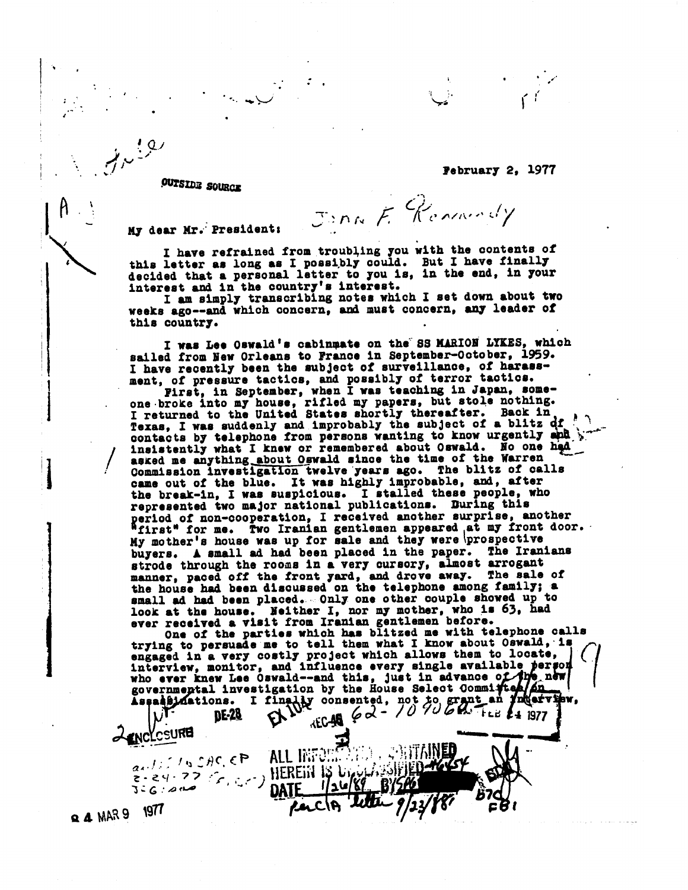February 2, 1977

OUTSIDE SOURCE

John F. Kennedy

My dear Mr. President:

I have refrained from troubling you with the contents of this letter as long as I possibly could. But I have finally decided that a personal letter to you is, in the end, in your interest and in the country's interest.

I am simply transcribing notes which I set down about two weeks ago--and which concern, and must concern, any leader of this country.

I was Lee Oswald's cabinmate on the SS MARION LYKES, which sailed from New Orleans to France in September-October, 1959. I have recently been the subject of surveillance, of harassment, of pressure tactics, and possibly of terror tactics.

First, in September, when I was teaching in Japan, someone broke into my house, rifled my papers, but stole nothing. I returned to the United States shortly thereafter. Back in Texas, I was suddenly and improbably the subject of a blitz of contacts by telephone from persons wanting to know urgently and insistently what I knew or remembered about Oswald. No one had asked me anything about Oswald since the time of the Warren Commission investigation twelve years ago. The blitz of calls came out of the blue. It was highly improbable, and, after the break-in, I was suspicious. I stalled these people, who represented two major national publications. During this period of non-cooperation, I received another surprise, another "first" for me. Two Iranian gentlemen appeared at my front door. My mother's house was up for sale and they were prospective buyers. A small ad had been placed in the paper. The Iranians strode through the rooms in a very cursory, almost arrogant manner, paced off the front yard, and drove away. The sale of the house had been discussed on the telephone among family; a small ad had been placed. Only one other couple showed up to look at the house. Neither I, nor my mother, who is 63, had ever received a visit from Iranian gentlemen before.

One of the parties which has blitzed me with telephone calls trying to persuade me to tell them what I know about Oswald, is engaged in a very costly project which allows them to locate, interview, monitor, and influence every single available person who ever knew Lee Oswald--and this, just in advance of the new governmental investigation by the House Select Committee on Assassinations. I finally consented, not to grant an interview,

DE-28 EX 104 REC-46 62-109060- FEB 24 1977

ENCLOSURE

ALL INFORMATION CONTAINED HEREIN IS UNCLASSIFIED DATE 1/26/89 BY SP6

per CIA letter 9/23/88

b7C FBI

24 MAR 9 1977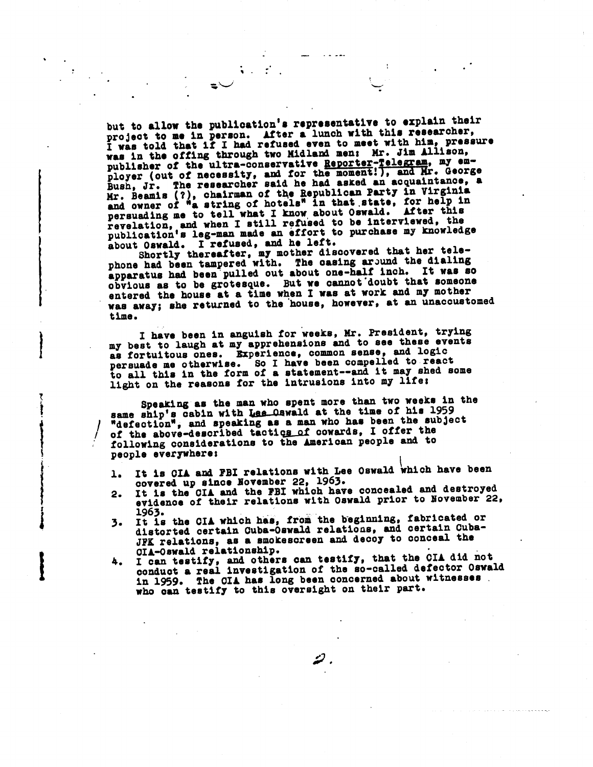but to allow the publication's representative to explain their project to me in person. After a lunch with this researcher, I was told that if I had refused even to meet with him, pressure was in the offing through two Midland men: Mr. Jim Allison, publisher of the ultra-conservative Reporter-Telegram, my employer (out of necessity, and for the moment!), and Mr. George Bush, Jr. The researcher said he had asked an acquaintance, a Mr. Beamis (?), chairman of the Republican Party in Virginia and owner of "a string of hotels" in that state, for help in persuading me to tell what I know about Oswald. After this revelation, and when I still refused to be interviewed, the publication's leg-man made an effort to purchase my knowledge about Oswald. I refused, and he left.

Shortly thereafter, my mother discovered that her telephone had been tampered with. The casing around the dialing apparatus had been pulled out about one-half inch. It was so obvious as to be grotesque. But we cannot doubt that someone entered the house at a time when I was at work and my mother was away; she returned to the house, however, at an unaccustomed time.

I have been in anguish for weeks, Mr. President, trying my best to laugh at my apprehensions and to see these events as fortuitous ones. Experience, common sense, and logic persuade me otherwise. So I have been compelled to react to all this in the form of a statement--and it may shed some light on the reasons for the intrusions into my life:

Speaking as the man who spent more than two weeks in the same ship's cabin with Lee Oswald at the time of his 1959 "defection", and speaking as a man who has been the subject of the above-described tactics of cowards, I offer the following considerations to the American people and to people everywhere:

1. It is CIA and FBI relations with Lee Oswald which have been covered up since November 22, 1963.
2. It is the CIA and the FBI which have concealed and destroyed evidence of their relations with Oswald prior to November 22, 1963.
3. It is the CIA which has, from the beginning, fabricated or distorted certain Cuba-Oswald relations, and certain Cuba-JFK relations, as a smokescreen and decoy to conceal the CIA-Oswald relationship.
4. I can testify, and others can testify, that the CIA did not conduct a real investigation of the so-called defector Oswald in 1959. The CIA has long been concerned about witnesses who can testify to this oversight on their part.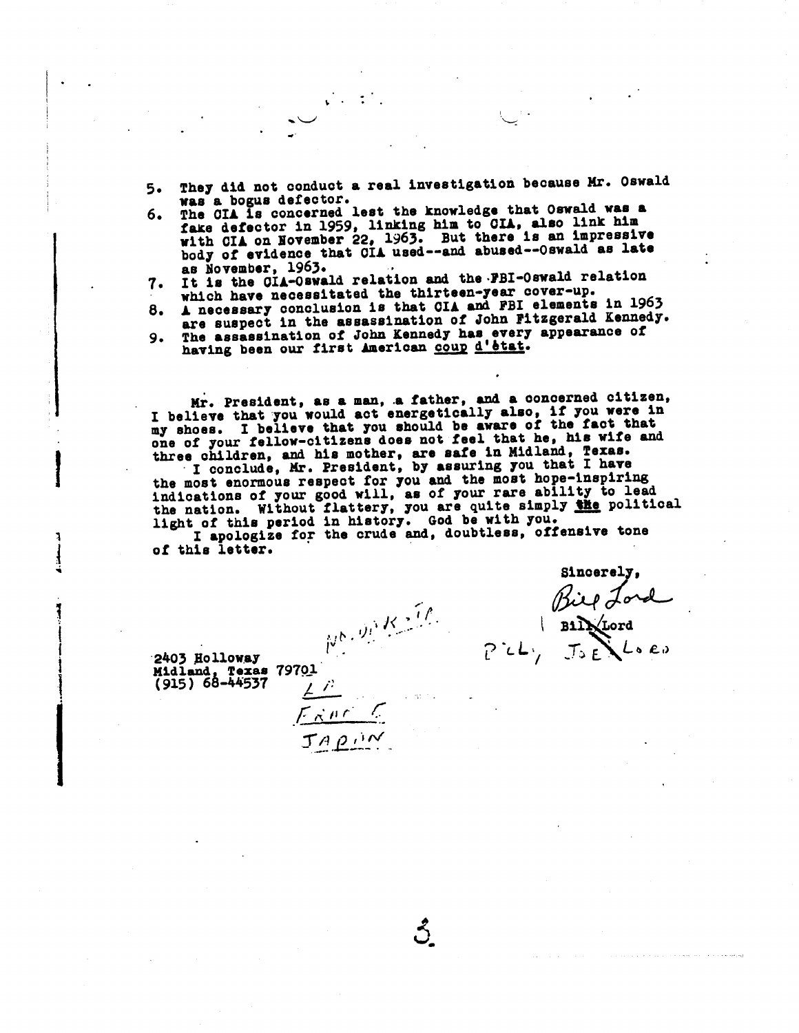5. They did not conduct a real investigation because Mr. Oswald was a bogus defector.
6. The CIA is concerned lest the knowledge that Oswald was a fake defector in 1959, linking him to CIA, also link him with CIA on November 22, 1963. But there is an impressive body of evidence that CIA used--and abused--Oswald as late as November, 1963.
7. It is the CIA-Oswald relation and the FBI-Oswald relation which have necessitated the thirteen-year cover-up.
8. A necessary conclusion is that CIA and FBI elements in 1963 are suspect in the assassination of John Fitzgerald Kennedy.
9. The assassination of John Kennedy has every appearance of having been our first American <u>coup d'état</u>.

Mr. President, as a man, a father, and a concerned citizen, I believe that you would act energetically also, if you were in my shoes. I believe that you should be aware of the fact that one of your fellow-citizens does not feel that he, his wife and three children, and his mother, are safe in Midland, Texas.

I conclude, Mr. President, by assuring you that I have the most enormous respect for you and the most hope-inspiring indications of your good will, as of your rare ability to lead the nation. Without flattery, you are quite simply <u>the</u> political light of this period in history. God be with you.

I apologize for the crude and, doubtless, offensive tone of this letter.

Sincerely,

Bill Lord

Bill Lord

BILL, JOE LORD

2403 Holloway
Midland, Texas 79701
(915) 68-44537

NO. DIRKSTR

LA
FRANCE
JAPAN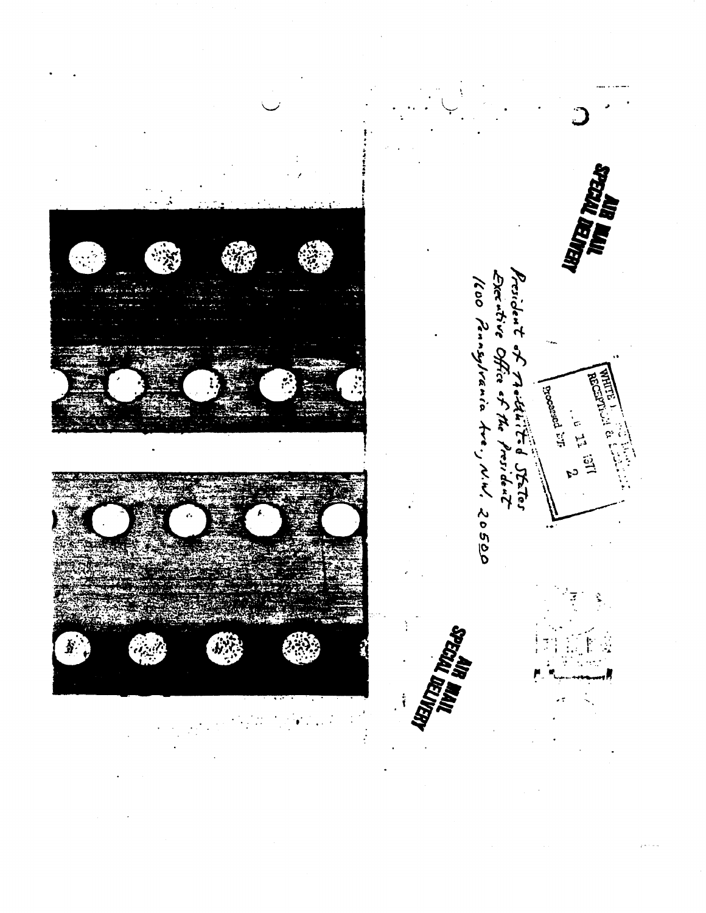AIR MAIL
SPECIAL DELIVERY

WHITE HOUSE
RECEIVED
... 11 1971
Processed by 2

President of The United States
Executive Office of the President
1600 Pennsylvania Ave., N.W. 20500

AIR MAIL
SPECIAL DELIVERY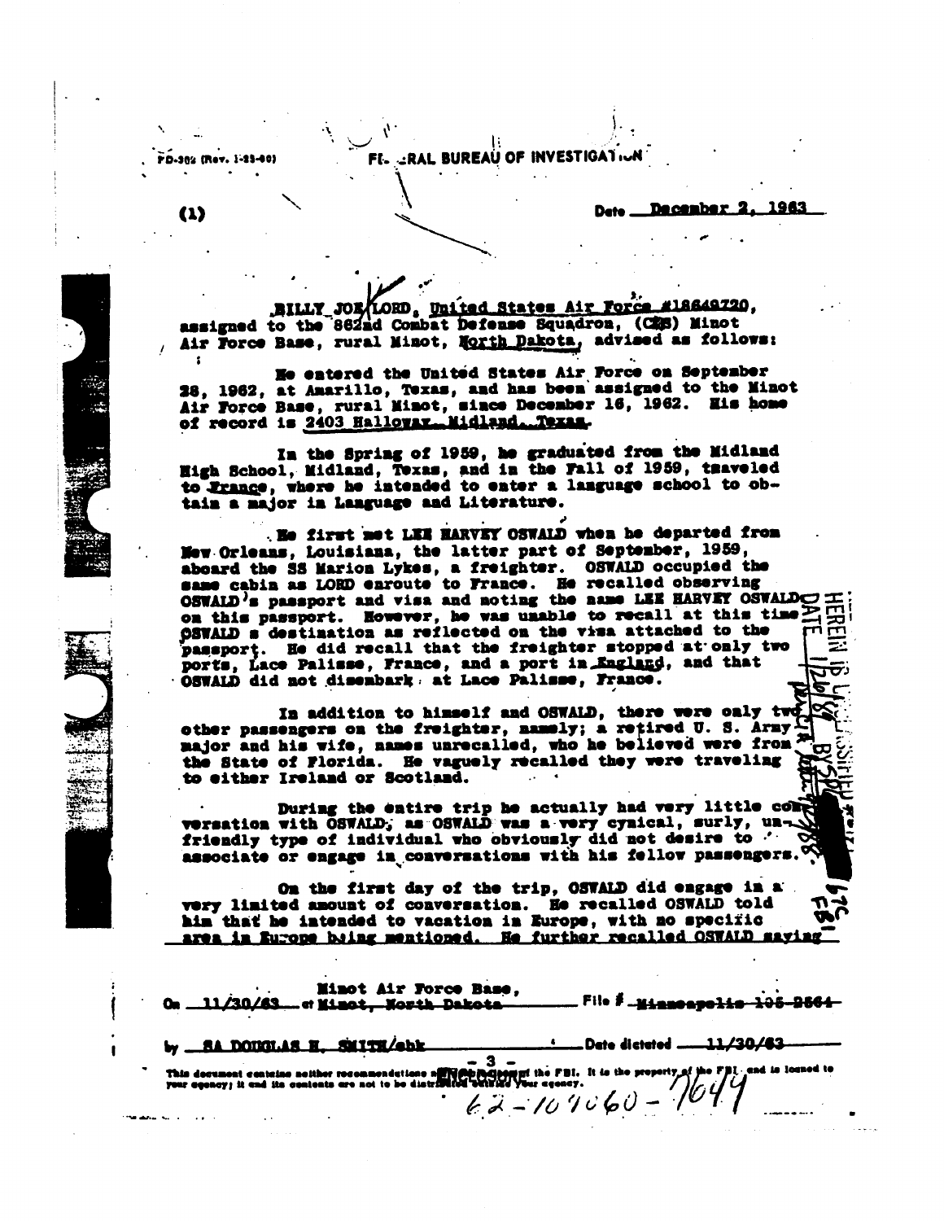FD-302 (Rev. 1-25-60)

FEDERAL BUREAU OF INVESTIGATION

(1)

Date December 2, 1963

BILLY JOE LORD, United States Air Force #18649720, assigned to the 862nd Combat Defense Squadron, (CDS) Minot Air Force Base, rural Minot, North Dakota, advised as follows:

He entered the United States Air Force on September 28, 1962, at Amarillo, Texas, and has been assigned to the Minot Air Force Base, rural Minot, since December 16, 1962. His home of record is 2403 Halloway, Midland, Texas.

In the Spring of 1959, he graduated from the Midland High School, Midland, Texas, and in the Fall of 1959, traveled to France, where he intended to enter a language school to obtain a major in Language and Literature.

He first met LEE HARVEY OSWALD when he departed from New Orleans, Louisiana, the latter part of September, 1959, aboard the SS Marion Lykes, a freighter. OSWALD occupied the same cabin as LORD enroute to France. He recalled observing OSWALD's passport and visa and noting the name LEE HARVEY OSWALD on this passport. However, he was unable to recall at this time OSWALD s destination as reflected on the visa attached to the passport. He did recall that the freighter stopped at only two ports, Lace Palisse, France, and a port in England, and that OSWALD did not disembark at Lace Palisse, France.

In addition to himself and OSWALD, there were only two other passengers on the freighter, namely; a retired U. S. Army major and his wife, names unrecalled, who he believed were from the State of Florida. He vaguely recalled they were traveling to either Ireland or Scotland.

During the entire trip he actually had very little conversation with OSWALD, as OSWALD was a very cynical, surly, unfriendly type of individual who obviously did not desire to associate or engage in conversations with his fellow passengers.

On the first day of the trip, OSWALD did engage in a very limited amount of conversation. He recalled OSWALD told him that he intended to vacation in Europe, with no specific area in Europe being mentioned. He further recalled OSWALD saying

On 11/30/63 at Minot Air Force Base, Minot, North Dakota File # Minneapolis 105-2664

by SA DOUGLAS H. SMITH/ebk Date dictated 11/30/63

This document contains neither recommendations nor conclusions of the FBI. It is the property of the FBI and is loaned to your agency; it and its contents are not to be distributed outside your agency.

62-109060-7644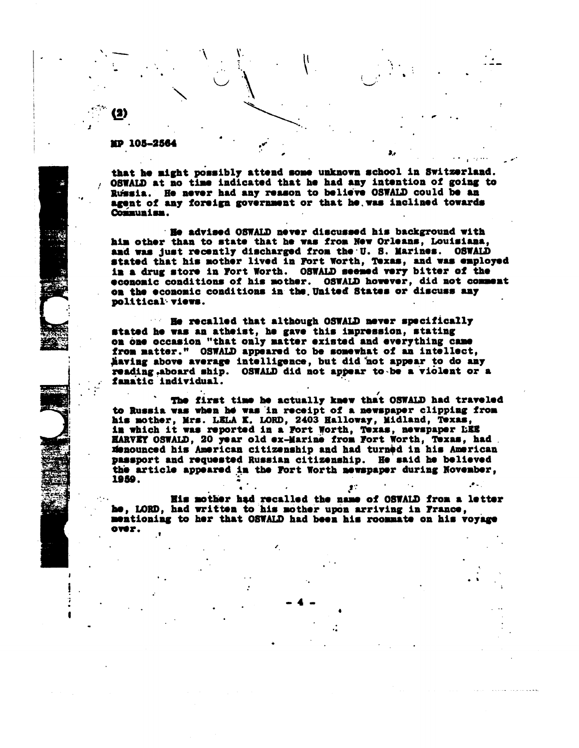(2)

MP 105-2564

that he might possibly attend some unknown school in Switzerland. OSWALD at no time indicated that he had any intention of going to Russia. He never had any reason to believe OSWALD could be an agent of any foreign government or that he was inclined towards Communism.

He advised OSWALD never discussed his background with him other than to state that he was from New Orleans, Louisiana, and was just recently discharged from the U. S. Marines. OSWALD stated that his mother lived in Fort Worth, Texas, and was employed in a drug store in Fort Worth. OSWALD seemed very bitter of the economic conditions of his mother. OSWALD however, did not comment on the economic conditions in the United States or discuss any political views.

He recalled that although OSWALD never specifically stated he was an atheist, he gave this impression, stating on one occasion "that only matter existed and everything came from matter." OSWALD appeared to be somewhat of an intellect, having above average intelligence, but did not appear to do any reading aboard ship. OSWALD did not appear to be a violent or a fanatic individual.

The first time he actually knew that OSWALD had traveled to Russia was when he was in receipt of a newspaper clipping from his mother, Mrs. LELA K. LORD, 2403 Halloway, Midland, Texas, in which it was reported in a Fort Worth, Texas, newspaper LEE HARVEY OSWALD, 20 year old ex-Marine from Fort Worth, Texas, had denounced his American citizenship and had turned in his American passport and requested Russian citizenship. He said he believed the article appeared in the Fort Worth newspaper during November, 1959.

His mother had recalled the name of OSWALD from a letter he, LORD, had written to his mother upon arriving in France, mentioning to her that OSWALD had been his roommate on his voyage over.

- 4 -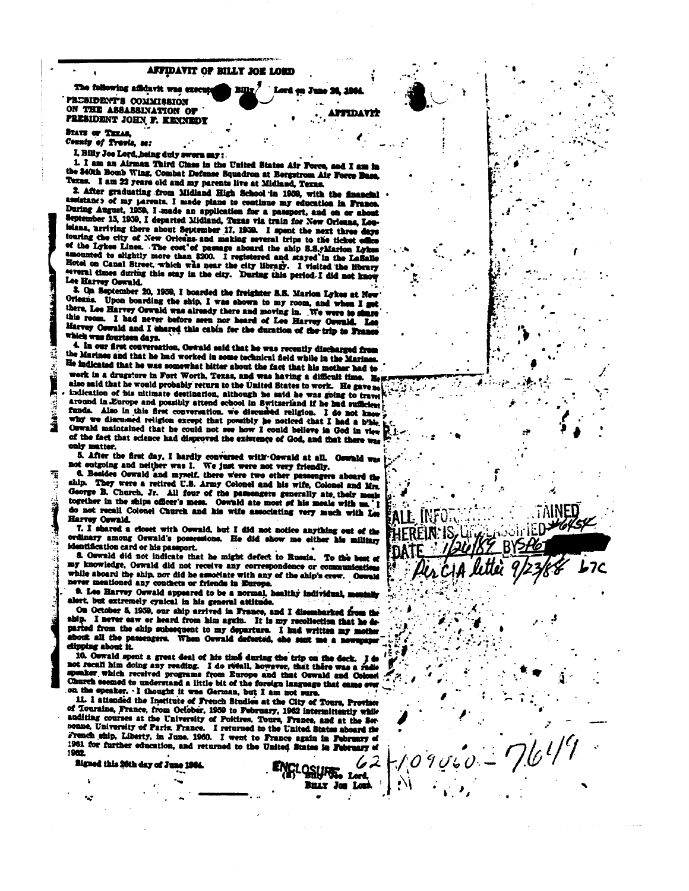# AFFIDAVIT OF BILLY JOE LORD

The following affidavit was executed by Billy Joe Lord on June 28, 1964.

PRESIDENT'S COMMISSION ON THE ASSASSINATION OF PRESIDENT JOHN F. KENNEDY

**AFFIDAVIT**

STATE OF TEXAS,
County of Travis, ss:

I, Billy Joe Lord, being duly sworn say:

1. I am an Airman Third Class in the United States Air Force, and I am in the 340th Bomb Wing, Combat Defense Squadron at Bergstrom Air Force Base, Texas. I am 22 years old and my parents live at Midland, Texas.

2. After graduating from Midland High School in 1959, with the financial assistance of my parents, I made plans to continue my education in France. During August, 1959, I made an application for a passport, and on or about September 15, 1959, I departed Midland, Texas via train for New Orleans, Louisiana, arriving there about September 17, 1959. I spent the next three days touring the city of New Orleans and making several trips to the ticket office of the Lykes Lines. The cost of passage aboard the ship S.S. Marion Lykes amounted to slightly more than $200. I registered and stayed in the LaSalle Hotel on Canal Street, which was near the city library. I visited the library several times during this stay in the city. During this period I did not know Lee Harvey Oswald.

3. On September 20, 1959, I boarded the freighter S.S. Marion Lykes at New Orleans. Upon boarding the ship, I was shown to my room, and when I got there, Lee Harvey Oswald was already there and moving in. We were to share this room. I had never before seen nor heard of Lee Harvey Oswald. Lee Harvey Oswald and I shared this cabin for the duration of the trip to France which was fourteen days.

4. In our first conversation, Oswald said that he was recently discharged from the Marines and that he had worked in some technical field while in the Marines. He indicated that he was somewhat bitter about the fact that his mother had to work in a drugstore in Fort Worth, Texas, and was having a difficult time. He also said that he would probably return to the United States to work. He gave no indication of his ultimate destination, although he said he was going to travel around in Europe and possibly attend school in Switzerland if he had sufficient funds. Also in this first conversation, we discussed religion. I do not know why we discussed religion except that possibly he noticed that I had a bible. Oswald maintained that he could not see how I could believe in God in view of the fact that science had disproved the existence of God, and that there was only matter.

5. After the first day, I hardly conversed with Oswald at all. Oswald was not outgoing and neither was I. We just were not very friendly.

6. Besides Oswald and myself, there were two other passengers aboard the ship. They were a retired U.S. Army Colonel and his wife, Colonel and Mrs. George B. Church, Jr. All four of the passengers generally ate their meals together in the ships officer's mess. Oswald ate most of his meals with us. I do not recall Colonel Church and his wife associating very much with Lee Harvey Oswald.

7. I shared a closet with Oswald, but I did not notice anything out of the ordinary among Oswald's possessions. He did show me either his military identification card or his passport.

8. Oswald did not indicate that he might defect to Russia. To the best of my knowledge, Oswald did not receive any correspondence or communications while aboard the ship, nor did he associate with any of the ship's crew. Oswald never mentioned any contacts or friends in Europe.

9. Lee Harvey Oswald appeared to be a normal, healthy individual, mentally alert, but extremely cynical in his general attitude.

On October 8, 1959, our ship arrived in France, and I disembarked from the ship. I never saw or heard from him again. It is my recollection that he departed from the ship subsequent to my departure. I had written my mother about all the passengers. When Oswald defected, she sent me a newspaper clipping about it.

10. Oswald spent a great deal of his time during the trip on the deck. I do not recall him doing any reading. I do recall, however, that there was a radio speaker, which received programs from Europe and that Oswald and Colonel Church seemed to understand a little bit of the foreign language that came over on the speaker. I thought it was German, but I am not sure.

11. I attended the Institute of French Studies at the City of Tours, Province of Touraine, France, from October, 1959 to February, 1962 intermittently while auditing courses at the University of Poitiers, Tours, France, and at the Sorbonne, University of Paris, France. I returned to the United States aboard the French ship, Liberty, in June, 1960. I went to France again in February of 1961 for further education, and returned to the United States in February of 1962.

Signed this 28th day of June 1964.

(S) Billy Joe Lord,
BILLY JOE LORD.

ALL INFORMATION CONTAINED HEREIN IS UNCLASSIFIED #6454
DATE 1/26/89 BY SP6
Per CIA letter 9/23/88 b7C

ENCLOSURE 62-109060-7619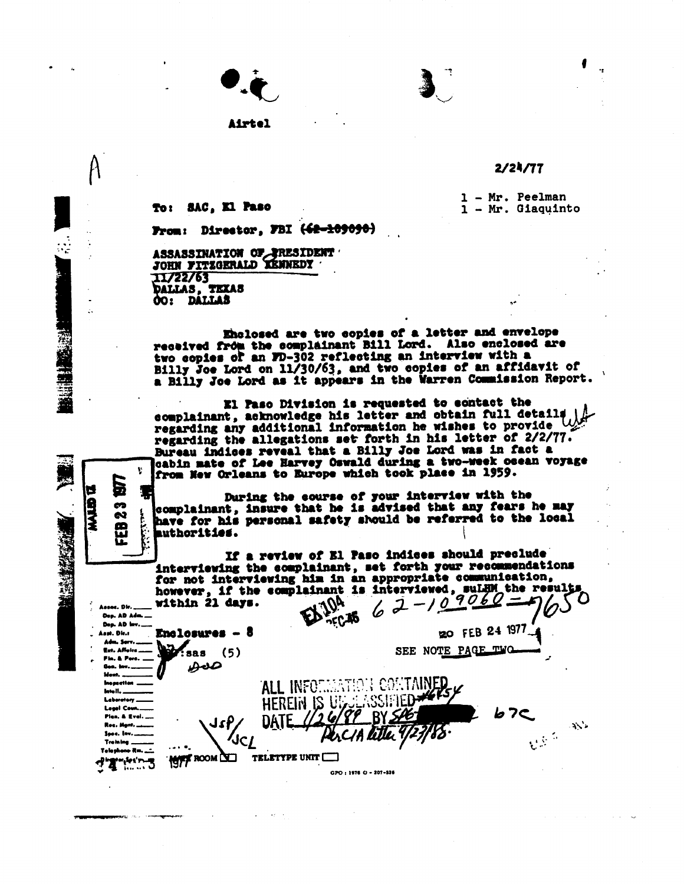Airtel

A

2/24/77

1 - Mr. Peelman
1 - Mr. Giaquinto

To: SAC, El Paso

From: Director, FBI ~~(62-109090)~~

ASSASSINATION OF PRESIDENT
JOHN FITZGERALD KENNEDY
11/22/63
DALLAS, TEXAS
OO: DALLAS

Enclosed are two copies of a letter and envelope received from the complainant Bill Lord. Also enclosed are two copies of an FD-302 reflecting an interview with a Billy Joe Lord on 11/30/63, and two copies of an affidavit of a Billy Joe Lord as it appears in the Warren Commission Report.

El Paso Division is requested to contact the complainant, acknowledge his letter and obtain full details regarding any additional information he wishes to provide regarding the allegations set forth in his letter of 2/2/77. Bureau indices reveal that a Billy Joe Lord was in fact a cabin mate of Lee Harvey Oswald during a two-week ocean voyage from New Orleans to Europe which took place in 1959.

During the course of your interview with the complainant, insure that he is advised that any fears he may have for his personal safety should be referred to the local authorities.

If a review of El Paso indices should preclude interviewing the complainant, set forth your recommendations for not interviewing him in an appropriate communication, however, if the complainant is interviewed, suLHM the results within 21 days.

MAILED 12
FEB 23 1977

EX-104
REC-45 62-109060-7650

Enclosures - 8

20 FEB 24 1977

:sas (5)

SEE NOTE PAGE TWO

ALL INFORMATION CONTAINED
HEREIN IS UNCLASSIFIED #6454
DATE 1/26/89 BY SP6
Per CIA letter 4/27/88.

b7C

JSP/JCL

MAIL ROOM ☒ TELETYPE UNIT ☐

GPO : 1976 O - 207-526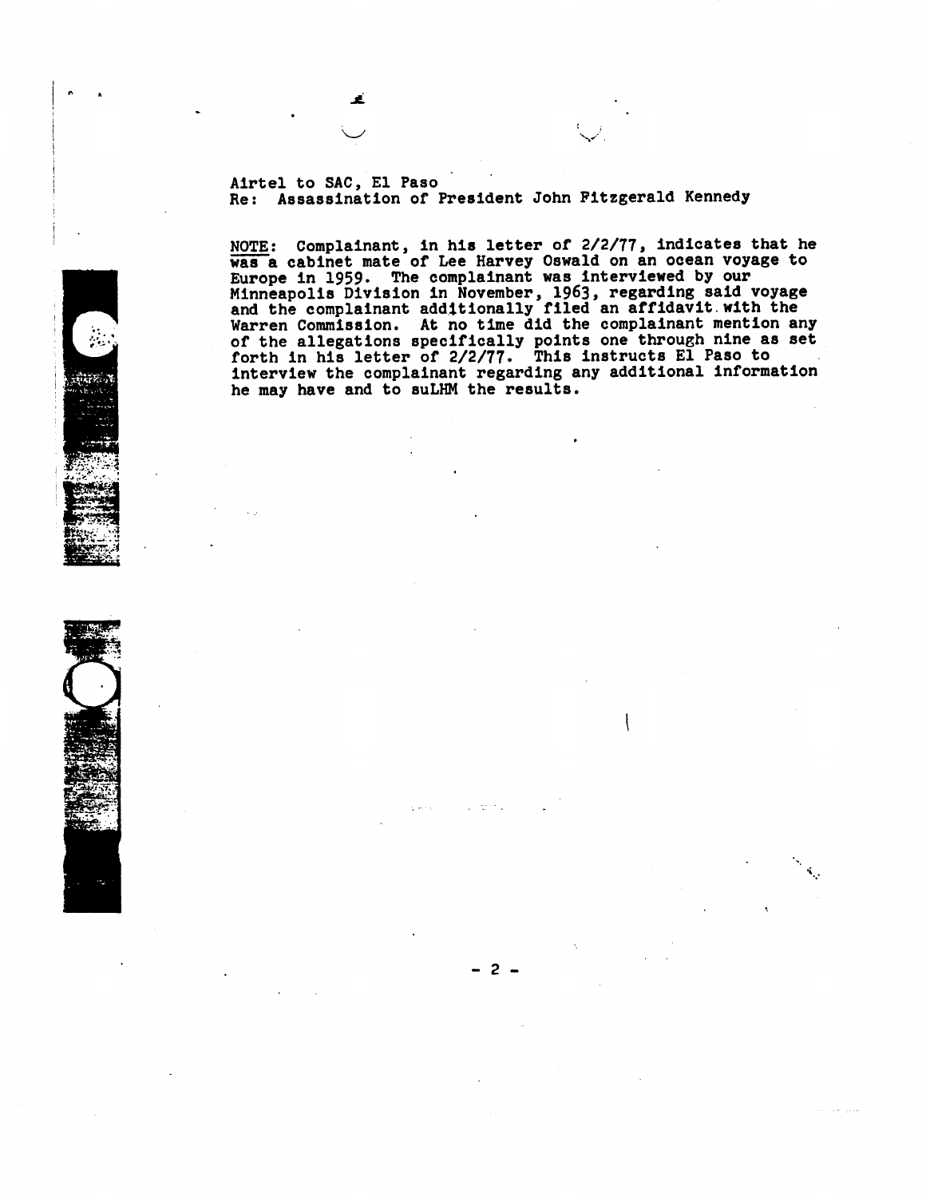Airtel to SAC, El Paso
Re: Assassination of President John Fitzgerald Kennedy

NOTE: Complainant, in his letter of 2/2/77, indicates that he was a cabinet mate of Lee Harvey Oswald on an ocean voyage to Europe in 1959. The complainant was interviewed by our Minneapolis Division in November, 1963, regarding said voyage and the complainant additionally filed an affidavit with the Warren Commission. At no time did the complainant mention any of the allegations specifically points one through nine as set forth in his letter of 2/2/77. This instructs El Paso to interview the complainant regarding any additional information he may have and to suLHM the results.